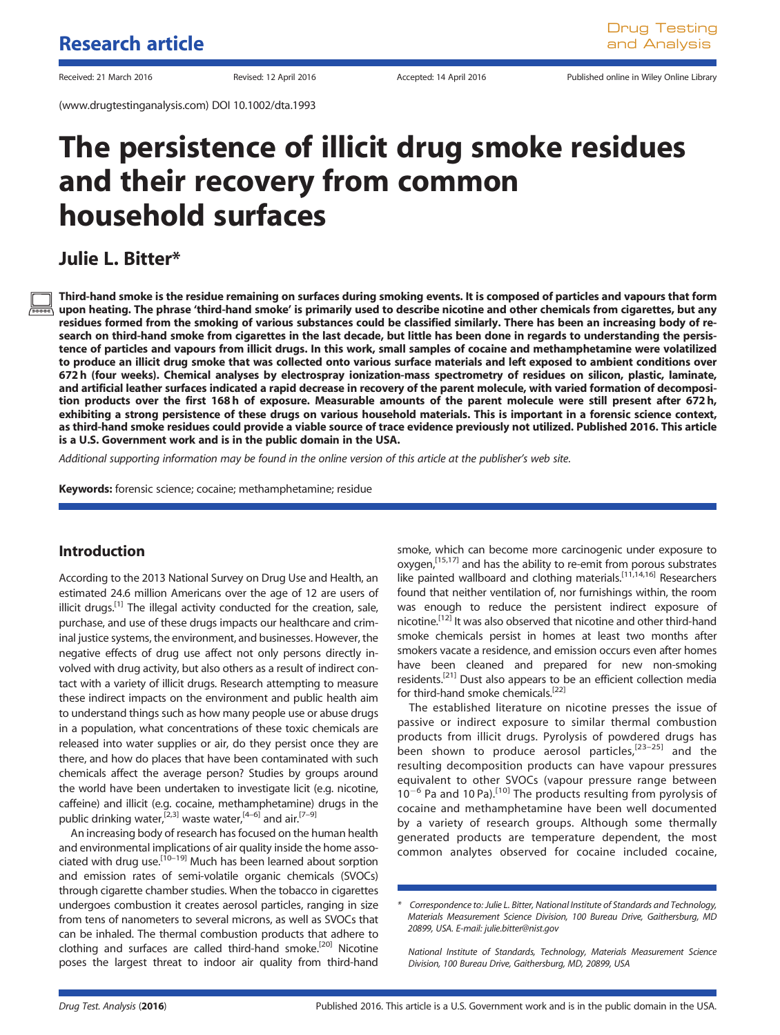Research article

Received: 21 March 2016 Revised: 12 April 2016 Accepted: 14 April 2016 Published online in Wiley Online Library

(www.drugtestinganalysis.com) DOI 10.1002/dta.1993

# The persistence of illicit drug smoke residues and their recovery from common household surfaces

## Julie L. Bitter*

**Third-hand smoke is the residue remaining on surfaces during smoking events. It is composed of particles and vapours that form upon heating. The phrase 'third-hand smoke' is primarily used to describe nicotine and other chemicals from cigarettes, but any residues formed from the smoking of various substances could be classified similarly. There has been an increasing body of research on third-hand smoke from cigarettes in the last decade, but little has been done in regards to understanding the persistence of particles and vapours from illicit drugs. In this work, small samples of cocaine and methamphetamine were volatilized to produce an illicit drug smoke that was collected onto various surface materials and left exposed to ambient conditions over 672 h (four weeks). Chemical analyses by electrospray ionization-mass spectrometry of residues on silicon, plastic, laminate, and artificial leather surfaces indicated a rapid decrease in recovery of the parent molecule, with varied formation of decomposition products over the first 168 h of exposure. Measurable amounts of the parent molecule were still present after 672 h, exhibiting a strong persistence of these drugs on various household materials. This is important in a forensic science context, as third-hand smoke residues could provide a viable source of trace evidence previously not utilized. Published 2016. This article is a U.S. Government work and is in the public domain in the USA.**

*Additional supporting information may be found in the online version of this article at the publisher's web site.*

**Keywords:** forensic science; cocaine; methamphetamine; residue

## Introduction

According to the 2013 National Survey on Drug Use and Health, an estimated 24.6 million Americans over the age of 12 are users of illicit drugs.[1] The illegal activity conducted for the creation, sale, purchase, and use of these drugs impacts our healthcare and criminal justice systems, the environment, and businesses. However, the negative effects of drug use affect not only persons directly involved with drug activity, but also others as a result of indirect contact with a variety of illicit drugs. Research attempting to measure these indirect impacts on the environment and public health aim to understand things such as how many people use or abuse drugs in a population, what concentrations of these toxic chemicals are released into water supplies or air, do they persist once they are there, and how do places that have been contaminated with such chemicals affect the average person? Studies by groups around the world have been undertaken to investigate licit (e.g. nicotine, caffeine) and illicit (e.g. cocaine, methamphetamine) drugs in the public drinking water,[2,3] waste water,[4–6] and air.[7–9]

An increasing body of research has focused on the human health and environmental implications of air quality inside the home associated with drug use.[10–19] Much has been learned about sorption and emission rates of semi-volatile organic chemicals (SVOCs) through cigarette chamber studies. When the tobacco in cigarettes undergoes combustion it creates aerosol particles, ranging in size from tens of nanometers to several microns, as well as SVOCs that can be inhaled. The thermal combustion products that adhere to clothing and surfaces are called third-hand smoke.[20] Nicotine poses the largest threat to indoor air quality from third-hand smoke, which can become more carcinogenic under exposure to oxygen,[15,17] and has the ability to re-emit from porous substrates like painted wallboard and clothing materials.[11,14,16] Researchers found that neither ventilation of, nor furnishings within, the room was enough to reduce the persistent indirect exposure of nicotine.[12] It was also observed that nicotine and other third-hand smoke chemicals persist in homes at least two months after smokers vacate a residence, and emission occurs even after homes have been cleaned and prepared for new non-smoking residents.[21] Dust also appears to be an efficient collection media for third-hand smoke chemicals.[22]

The established literature on nicotine presses the issue of passive or indirect exposure to similar thermal combustion products from illicit drugs. Pyrolysis of powdered drugs has been shown to produce aerosol particles,[23–25] and the resulting decomposition products can have vapour pressures equivalent to other SVOCs (vapour pressure range between $10^{-6}$ Pa and 10 Pa).[10] The products resulting from pyrolysis of cocaine and methamphetamine have been well documented by a variety of research groups. Although some thermally generated products are temperature dependent, the most common analytes observed for cocaine included cocaine,

\* Correspondence to: Julie L. Bitter, National Institute of Standards and Technology, Materials Measurement Science Division, 100 Bureau Drive, Gaithersburg, MD 20899, USA. E-mail: julie.bitter@nist.gov

National Institute of Standards, Technology, Materials Measurement Science Division, 100 Bureau Drive, Gaithersburg, MD, 20899, USA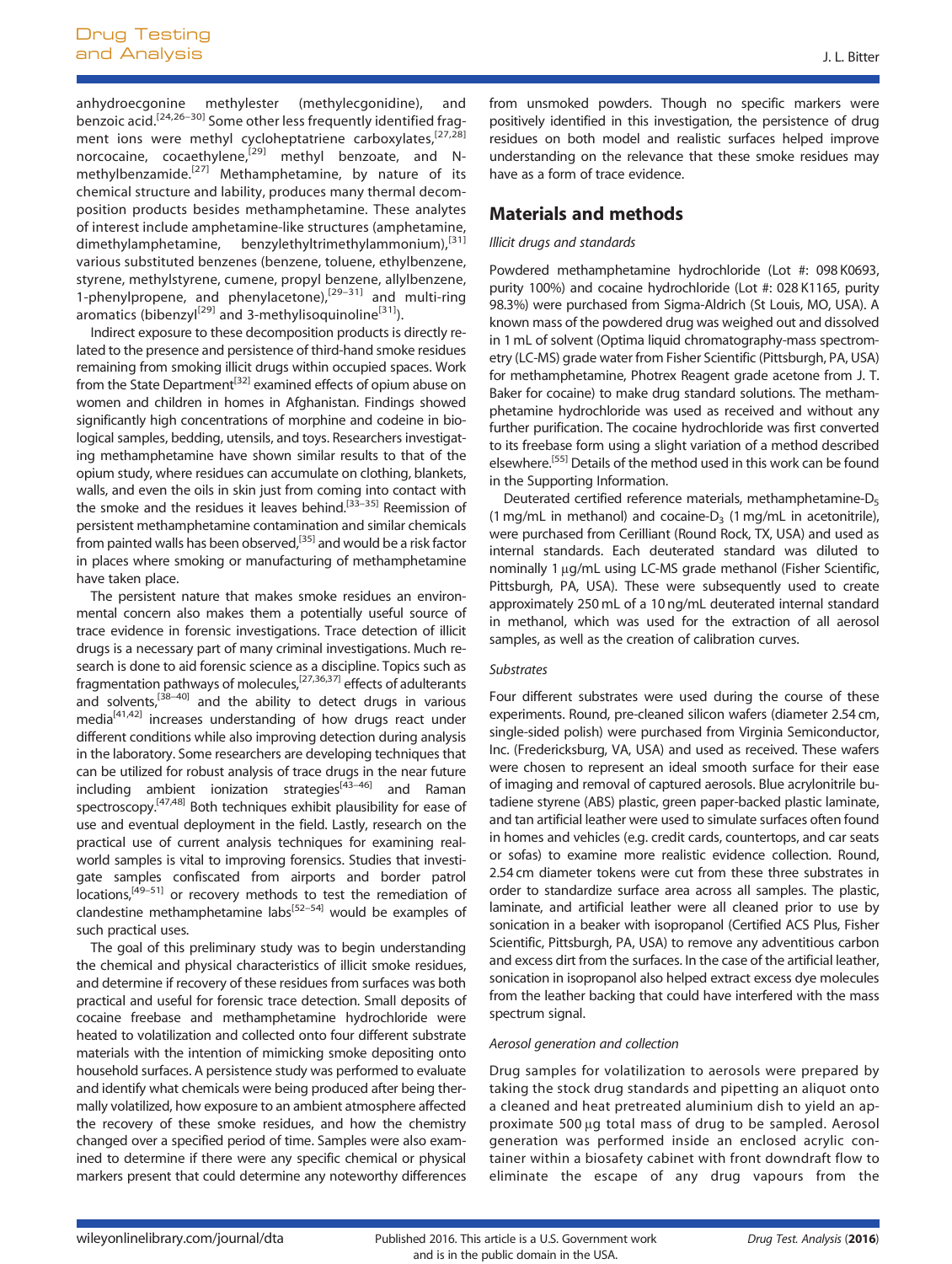anhydroecgonine methylester (methylecgonidine), and benzoic acid.[24,26–30] Some other less frequently identified fragment ions were methyl cycloheptatriene carboxylates,[27,28] norcocaine, cocaethylene,[29] methyl benzoate, and N-methylbenzamide.[27] Methamphetamine, by nature of its chemical structure and lability, produces many thermal decomposition products besides methamphetamine. These analytes of interest include amphetamine-like structures (amphetamine, dimethylamphetamine, benzylethyltrimethylammonium),[31] various substituted benzenes (benzene, toluene, ethylbenzene, styrene, methylstyrene, cumene, propyl benzene, allylbenzene, 1-phenylpropene, and phenylacetone),[29–31] and multi-ring aromatics (bibenzyl[29] and 3-methylisoquinoline[31]).

Indirect exposure to these decomposition products is directly related to the presence and persistence of third-hand smoke residues remaining from smoking illicit drugs within occupied spaces. Work from the State Department[32] examined effects of opium abuse on women and children in homes in Afghanistan. Findings showed significantly high concentrations of morphine and codeine in biological samples, bedding, utensils, and toys. Researchers investigating methamphetamine have shown similar results to that of the opium study, where residues can accumulate on clothing, blankets, walls, and even the oils in skin just from coming into contact with the smoke and the residues it leaves behind.[33–35] Reemission of persistent methamphetamine contamination and similar chemicals from painted walls has been observed,[35] and would be a risk factor in places where smoking or manufacturing of methamphetamine have taken place.

The persistent nature that makes smoke residues an environmental concern also makes them a potentially useful source of trace evidence in forensic investigations. Trace detection of illicit drugs is a necessary part of many criminal investigations. Much research is done to aid forensic science as a discipline. Topics such as fragmentation pathways of molecules,[27,36,37] effects of adulterants and solvents,[38–40] and the ability to detect drugs in various media[41,42] increases understanding of how drugs react under different conditions while also improving detection during analysis in the laboratory. Some researchers are developing techniques that can be utilized for robust analysis of trace drugs in the near future including ambient ionization strategies[43–46] and Raman spectroscopy.[47,48] Both techniques exhibit plausibility for ease of use and eventual deployment in the field. Lastly, research on the practical use of current analysis techniques for examining real-world samples is vital to improving forensics. Studies that investigate samples confiscated from airports and border patrol locations,[49–51] or recovery methods to test the remediation of clandestine methamphetamine labs[52–54] would be examples of such practical uses.

The goal of this preliminary study was to begin understanding the chemical and physical characteristics of illicit smoke residues, and determine if recovery of these residues from surfaces was both practical and useful for forensic trace detection. Small deposits of cocaine freebase and methamphetamine hydrochloride were heated to volatilization and collected onto four different substrate materials with the intention of mimicking smoke depositing onto household surfaces. A persistence study was performed to evaluate and identify what chemicals were being produced after being thermally volatilized, how exposure to an ambient atmosphere affected the recovery of these smoke residues, and how the chemistry changed over a specified period of time. Samples were also examined to determine if there were any specific chemical or physical markers present that could determine any noteworthy differences from unsmoked powders. Though no specific markers were positively identified in this investigation, the persistence of drug residues on both model and realistic surfaces helped improve understanding on the relevance that these smoke residues may have as a form of trace evidence.

## Materials and methods

### *Illicit drugs and standards*

Powdered methamphetamine hydrochloride (Lot #: 098 K0693, purity 100%) and cocaine hydrochloride (Lot #: 028 K1165, purity 98.3%) were purchased from Sigma-Aldrich (St Louis, MO, USA). A known mass of the powdered drug was weighed out and dissolved in 1 mL of solvent (Optima liquid chromatography-mass spectrometry (LC-MS) grade water from Fisher Scientific (Pittsburgh, PA, USA) for methamphetamine, Photrex Reagent grade acetone from J. T. Baker for cocaine) to make drug standard solutions. The methamphetamine hydrochloride was used as received and without any further purification. The cocaine hydrochloride was first converted to its freebase form using a slight variation of a method described elsewhere.[55] Details of the method used in this work can be found in the Supporting Information.

Deuterated certified reference materials, methamphetamine-$D_5$ (1 mg/mL in methanol) and cocaine-$D_3$ (1 mg/mL in acetonitrile), were purchased from Cerilliant (Round Rock, TX, USA) and used as internal standards. Each deuterated standard was diluted to nominally 1 μg/mL using LC-MS grade methanol (Fisher Scientific, Pittsburgh, PA, USA). These were subsequently used to create approximately 250 mL of a 10 ng/mL deuterated internal standard in methanol, which was used for the extraction of all aerosol samples, as well as the creation of calibration curves.

### *Substrates*

Four different substrates were used during the course of these experiments. Round, pre-cleaned silicon wafers (diameter 2.54 cm, single-sided polish) were purchased from Virginia Semiconductor, Inc. (Fredericksburg, VA, USA) and used as received. These wafers were chosen to represent an ideal smooth surface for their ease of imaging and removal of captured aerosols. Blue acrylonitrile butadiene styrene (ABS) plastic, green paper-backed plastic laminate, and tan artificial leather were used to simulate surfaces often found in homes and vehicles (e.g. credit cards, countertops, and car seats or sofas) to examine more realistic evidence collection. Round, 2.54 cm diameter tokens were cut from these three substrates in order to standardize surface area across all samples. The plastic, laminate, and artificial leather were all cleaned prior to use by sonication in a beaker with isopropanol (Certified ACS Plus, Fisher Scientific, Pittsburgh, PA, USA) to remove any adventitious carbon and excess dirt from the surfaces. In the case of the artificial leather, sonication in isopropanol also helped extract excess dye molecules from the leather backing that could have interfered with the mass spectrum signal.

### *Aerosol generation and collection*

Drug samples for volatilization to aerosols were prepared by taking the stock drug standards and pipetting an aliquot onto a cleaned and heat pretreated aluminium dish to yield an approximate 500 μg total mass of drug to be sampled. Aerosol generation was performed inside an enclosed acrylic container within a biosafety cabinet with front downdraft flow to eliminate the escape of any drug vapours from the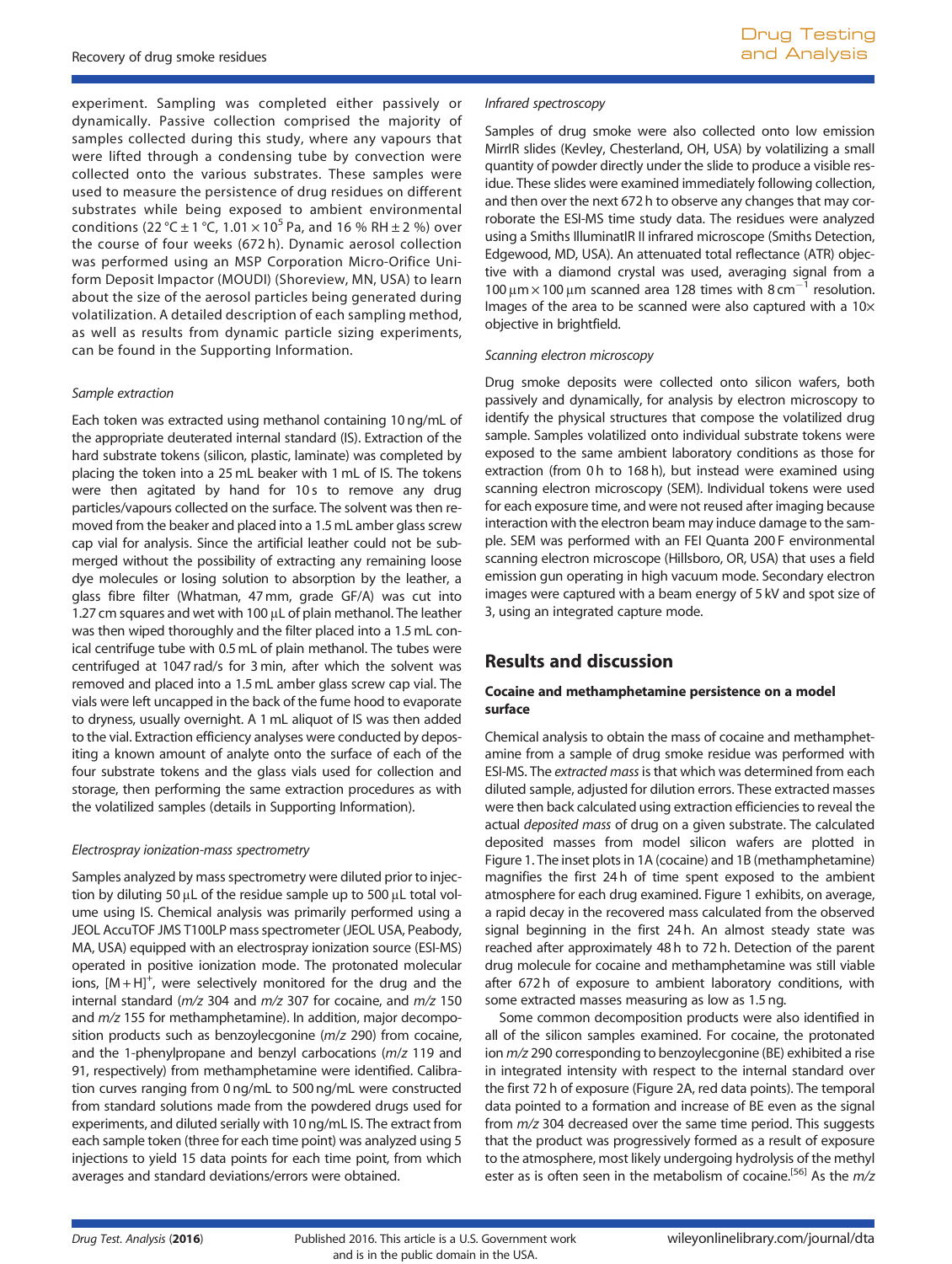experiment. Sampling was completed either passively or dynamically. Passive collection comprised the majority of samples collected during this study, where any vapours that were lifted through a condensing tube by convection were collected onto the various substrates. These samples were used to measure the persistence of drug residues on different substrates while being exposed to ambient environmental conditions (22 °C ± 1 °C, $1.01 \times 10^5$ Pa, and 16 % RH ± 2 %) over the course of four weeks (672 h). Dynamic aerosol collection was performed using an MSP Corporation Micro-Orifice Uniform Deposit Impactor (MOUDI) (Shoreview, MN, USA) to learn about the size of the aerosol particles being generated during volatilization. A detailed description of each sampling method, as well as results from dynamic particle sizing experiments, can be found in the Supporting Information.

### *Sample extraction*

Each token was extracted using methanol containing 10 ng/mL of the appropriate deuterated internal standard (IS). Extraction of the hard substrate tokens (silicon, plastic, laminate) was completed by placing the token into a 25 mL beaker with 1 mL of IS. The tokens were then agitated by hand for 10 s to remove any drug particles/vapours collected on the surface. The solvent was then removed from the beaker and placed into a 1.5 mL amber glass screw cap vial for analysis. Since the artificial leather could not be submerged without the possibility of extracting any remaining loose dye molecules or losing solution to absorption by the leather, a glass fibre filter (Whatman, 47 mm, grade GF/A) was cut into 1.27 cm squares and wet with 100 μL of plain methanol. The leather was then wiped thoroughly and the filter placed into a 1.5 mL conical centrifuge tube with 0.5 mL of plain methanol. The tubes were centrifuged at 1047 rad/s for 3 min, after which the solvent was removed and placed into a 1.5 mL amber glass screw cap vial. The vials were left uncapped in the back of the fume hood to evaporate to dryness, usually overnight. A 1 mL aliquot of IS was then added to the vial. Extraction efficiency analyses were conducted by depositing a known amount of analyte onto the surface of each of the four substrate tokens and the glass vials used for collection and storage, then performing the same extraction procedures as with the volatilized samples (details in Supporting Information).

### *Electrospray ionization-mass spectrometry*

Samples analyzed by mass spectrometry were diluted prior to injection by diluting 50 μL of the residue sample up to 500 μL total volume using IS. Chemical analysis was primarily performed using a JEOL AccuTOF JMS T100LP mass spectrometer (JEOL USA, Peabody, MA, USA) equipped with an electrospray ionization source (ESI-MS) operated in positive ionization mode. The protonated molecular ions, $[M+H]^+$, were selectively monitored for the drug and the internal standard (*m/z* 304 and *m/z* 307 for cocaine, and *m/z* 150 and *m/z* 155 for methamphetamine). In addition, major decomposition products such as benzoylecgonine (*m/z* 290) from cocaine, and the 1-phenylpropane and benzyl carbocations (*m/z* 119 and 91, respectively) from methamphetamine were identified. Calibration curves ranging from 0 ng/mL to 500 ng/mL were constructed from standard solutions made from the powdered drugs used for experiments, and diluted serially with 10 ng/mL IS. The extract from each sample token (three for each time point) was analyzed using 5 injections to yield 15 data points for each time point, from which averages and standard deviations/errors were obtained.

### *Infrared spectroscopy*

Samples of drug smoke were also collected onto low emission MirrIR slides (Kevley, Chesterland, OH, USA) by volatilizing a small quantity of powder directly under the slide to produce a visible residue. These slides were examined immediately following collection, and then over the next 672 h to observe any changes that may corroborate the ESI-MS time study data. The residues were analyzed using a Smiths IlluminatIR II infrared microscope (Smiths Detection, Edgewood, MD, USA). An attenuated total reflectance (ATR) objective with a diamond crystal was used, averaging signal from a 100 μm × 100 μm scanned area 128 times with 8 $cm^{-1}$ resolution. Images of the area to be scanned were also captured with a 10× objective in brightfield.

### *Scanning electron microscopy*

Drug smoke deposits were collected onto silicon wafers, both passively and dynamically, for analysis by electron microscopy to identify the physical structures that compose the volatilized drug sample. Samples volatilized onto individual substrate tokens were exposed to the same ambient laboratory conditions as those for extraction (from 0 h to 168 h), but instead were examined using scanning electron microscopy (SEM). Individual tokens were used for each exposure time, and were not reused after imaging because interaction with the electron beam may induce damage to the sample. SEM was performed with an FEI Quanta 200 F environmental scanning electron microscope (Hillsboro, OR, USA) that uses a field emission gun operating in high vacuum mode. Secondary electron images were captured with a beam energy of 5 kV and spot size of 3, using an integrated capture mode.

## Results and discussion

### Cocaine and methamphetamine persistence on a model surface

Chemical analysis to obtain the mass of cocaine and methamphetamine from a sample of drug smoke residue was performed with ESI-MS. The *extracted mass* is that which was determined from each diluted sample, adjusted for dilution errors. These extracted masses were then back calculated using extraction efficiencies to reveal the actual *deposited mass* of drug on a given substrate. The calculated deposited masses from model silicon wafers are plotted in Figure 1. The inset plots in 1A (cocaine) and 1B (methamphetamine) magnifies the first 24 h of time spent exposed to the ambient atmosphere for each drug examined. Figure 1 exhibits, on average, a rapid decay in the recovered mass calculated from the observed signal beginning in the first 24 h. An almost steady state was reached after approximately 48 h to 72 h. Detection of the parent drug molecule for cocaine and methamphetamine was still viable after 672 h of exposure to ambient laboratory conditions, with some extracted masses measuring as low as 1.5 ng.

Some common decomposition products were also identified in all of the silicon samples examined. For cocaine, the protonated ion *m/z* 290 corresponding to benzoylecgonine (BE) exhibited a rise in integrated intensity with respect to the internal standard over the first 72 h of exposure (Figure 2A, red data points). The temporal data pointed to a formation and increase of BE even as the signal from *m/z* 304 decreased over the same time period. This suggests that the product was progressively formed as a result of exposure to the atmosphere, most likely undergoing hydrolysis of the methyl ester as is often seen in the metabolism of cocaine.[56] As the *m/z*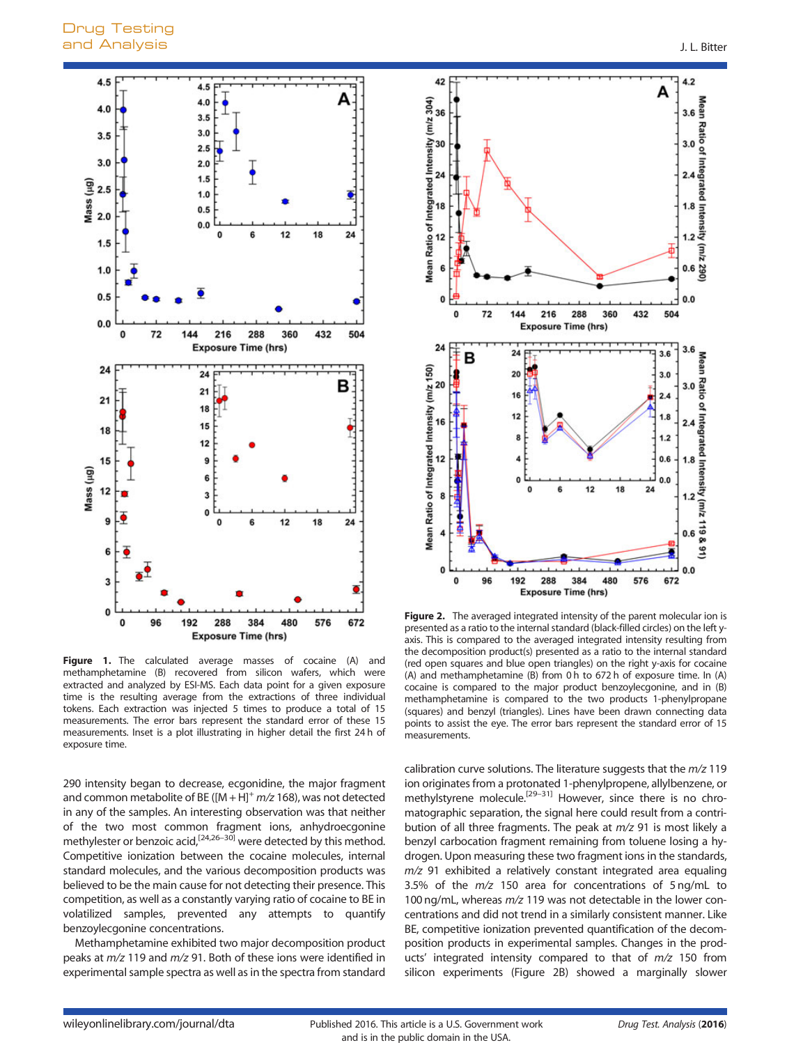**Figure 1.** The calculated average masses of cocaine (A) and methamphetamine (B) recovered from silicon wafers, which were extracted and analyzed by ESI-MS. Each data point for a given exposure time is the resulting average from the extractions of three individual tokens. Each extraction was injected 5 times to produce a total of 15 measurements. The error bars represent the standard error of these 15 measurements. Inset is a plot illustrating in higher detail the first 24 h of exposure time.

**Figure 2.** The averaged integrated intensity of the parent molecular ion is presented as a ratio to the internal standard (black-filled circles) on the left y-axis. This is compared to the averaged integrated intensity resulting from the decomposition product(s) presented as a ratio to the internal standard (red open squares and blue open triangles) on the right y-axis for cocaine (A) and methamphetamine (B) from 0 h to 672 h of exposure time. In (A) cocaine is compared to the major product benzoylecgonine, and in (B) methamphetamine is compared to the two products 1-phenylpropane (squares) and benzyl (triangles). Lines have been drawn connecting data points to assist the eye. The error bars represent the standard error of 15 measurements.

290 intensity began to decrease, ecgonidine, the major fragment and common metabolite of BE ($[M + H]^+$ *m/z* 168), was not detected in any of the samples. An interesting observation was that neither of the two most common fragment ions, anhydroecgonine methylester or benzoic acid,[24,26–30] were detected by this method. Competitive ionization between the cocaine molecules, internal standard molecules, and the various decomposition products was believed to be the main cause for not detecting their presence. This competition, as well as a constantly varying ratio of cocaine to BE in volatilized samples, prevented any attempts to quantify benzoylecgonine concentrations.

Methamphetamine exhibited two major decomposition product peaks at *m/z* 119 and *m/z* 91. Both of these ions were identified in experimental sample spectra as well as in the spectra from standard calibration curve solutions. The literature suggests that the *m/z* 119 ion originates from a protonated 1-phenylpropene, allylbenzene, or methylstyrene molecule.[29–31] However, since there is no chromatographic separation, the signal here could result from a contribution of all three fragments. The peak at *m/z* 91 is most likely a benzyl carbocation fragment remaining from toluene losing a hydrogen. Upon measuring these two fragment ions in the standards, *m/z* 91 exhibited a relatively constant integrated area equaling 3.5% of the *m/z* 150 area for concentrations of 5 ng/mL to 100 ng/mL, whereas *m/z* 119 was not detectable in the lower concentrations and did not trend in a similarly consistent manner. Like BE, competitive ionization prevented quantification of the decomposition products in experimental samples. Changes in the products' integrated intensity compared to that of *m/z* 150 from silicon experiments (Figure 2B) showed a marginally slower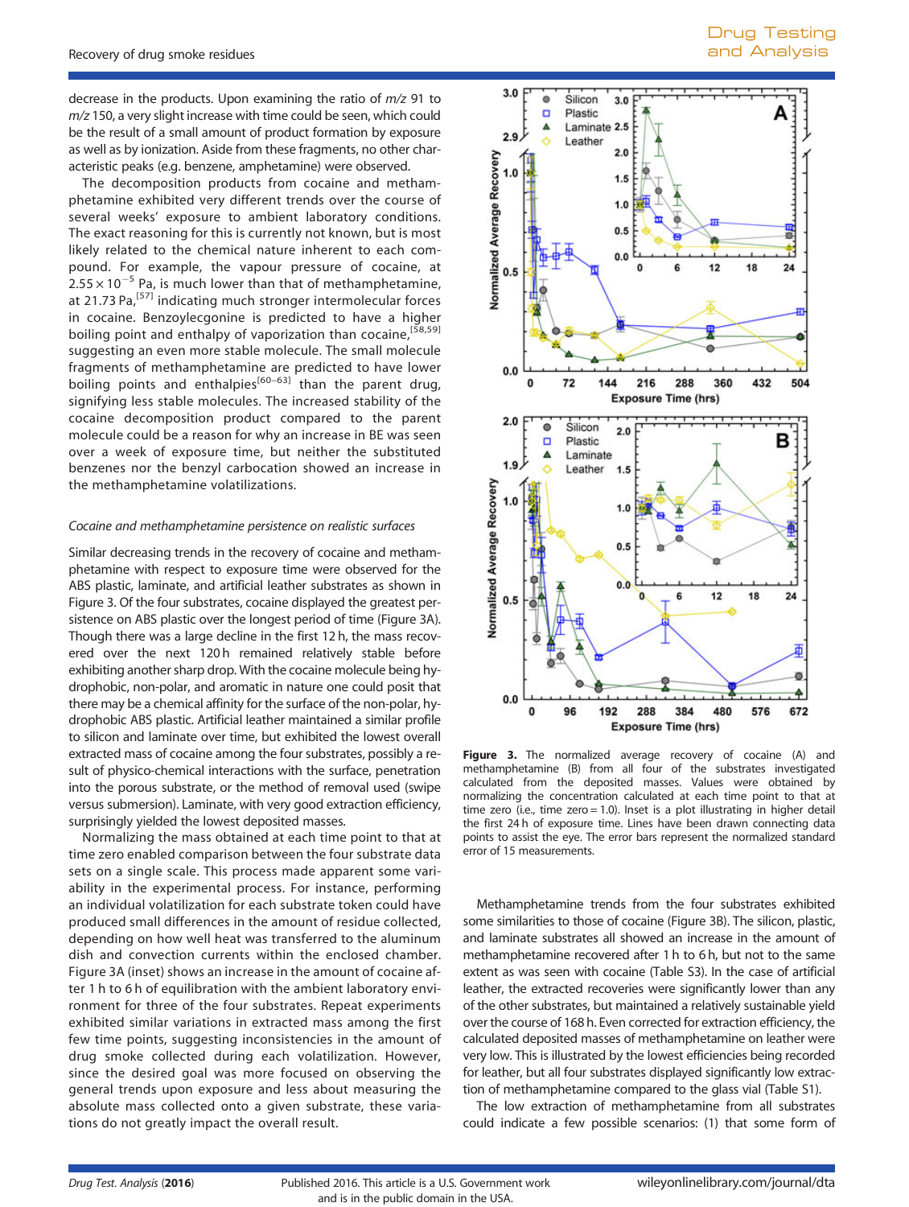decrease in the products. Upon examining the ratio of $m/z$ 91 to $m/z$ 150, a very slight increase with time could be seen, which could be the result of a small amount of product formation by exposure as well as by ionization. Aside from these fragments, no other characteristic peaks (e.g. benzene, amphetamine) were observed.

The decomposition products from cocaine and methamphetamine exhibited very different trends over the course of several weeks' exposure to ambient laboratory conditions. The exact reasoning for this is currently not known, but is most likely related to the chemical nature inherent to each compound. For example, the vapour pressure of cocaine, at $2.55 \times 10^{-5}$ Pa, is much lower than that of methamphetamine, at 21.73 Pa,[57] indicating much stronger intermolecular forces in cocaine. Benzoylecgonine is predicted to have a higher boiling point and enthalpy of vaporization than cocaine,[58,59] suggesting an even more stable molecule. The small molecule fragments of methamphetamine are predicted to have lower boiling points and enthalpies[60–63] than the parent drug, signifying less stable molecules. The increased stability of the cocaine decomposition product compared to the parent molecule could be a reason for why an increase in BE was seen over a week of exposure time, but neither the substituted benzenes nor the benzyl carbocation showed an increase in the methamphetamine volatilizations.

*Cocaine and methamphetamine persistence on realistic surfaces*

Similar decreasing trends in the recovery of cocaine and methamphetamine with respect to exposure time were observed for the ABS plastic, laminate, and artificial leather substrates as shown in Figure 3. Of the four substrates, cocaine displayed the greatest persistence on ABS plastic over the longest period of time (Figure 3A). Though there was a large decline in the first 12 h, the mass recovered over the next 120 h remained relatively stable before exhibiting another sharp drop. With the cocaine molecule being hydrophobic, non-polar, and aromatic in nature one could posit that there may be a chemical affinity for the surface of the non-polar, hydrophobic ABS plastic. Artificial leather maintained a similar profile to silicon and laminate over time, but exhibited the lowest overall extracted mass of cocaine among the four substrates, possibly a result of physico-chemical interactions with the surface, penetration into the porous substrate, or the method of removal used (swipe versus submersion). Laminate, with very good extraction efficiency, surprisingly yielded the lowest deposited masses.

Normalizing the mass obtained at each time point to that at time zero enabled comparison between the four substrate data sets on a single scale. This process made apparent some variability in the experimental process. For instance, performing an individual volatilization for each substrate token could have produced small differences in the amount of residue collected, depending on how well heat was transferred to the aluminum dish and convection currents within the enclosed chamber. Figure 3A (inset) shows an increase in the amount of cocaine after 1 h to 6 h of equilibration with the ambient laboratory environment for three of the four substrates. Repeat experiments exhibited similar variations in extracted mass among the first few time points, suggesting inconsistencies in the amount of drug smoke collected during each volatilization. However, since the desired goal was more focused on observing the general trends upon exposure and less about measuring the absolute mass collected onto a given substrate, these variations do not greatly impact the overall result.

**Figure 3.** The normalized average recovery of cocaine (A) and methamphetamine (B) from all four of the substrates investigated calculated from the deposited masses. Values were obtained by normalizing the concentration calculated at each time point to that at time zero (i.e., time zero = 1.0). Inset is a plot illustrating in higher detail the first 24 h of exposure time. Lines have been drawn connecting data points to assist the eye. The error bars represent the normalized standard error of 15 measurements.

Methamphetamine trends from the four substrates exhibited some similarities to those of cocaine (Figure 3B). The silicon, plastic, and laminate substrates all showed an increase in the amount of methamphetamine recovered after 1 h to 6 h, but not to the same extent as was seen with cocaine (Table S3). In the case of artificial leather, the extracted recoveries were significantly lower than any of the other substrates, but maintained a relatively sustainable yield over the course of 168 h. Even corrected for extraction efficiency, the calculated deposited masses of methamphetamine on leather were very low. This is illustrated by the lowest efficiencies being recorded for leather, but all four substrates displayed significantly low extraction of methamphetamine compared to the glass vial (Table S1).

The low extraction of methamphetamine from all substrates could indicate a few possible scenarios: (1) that some form of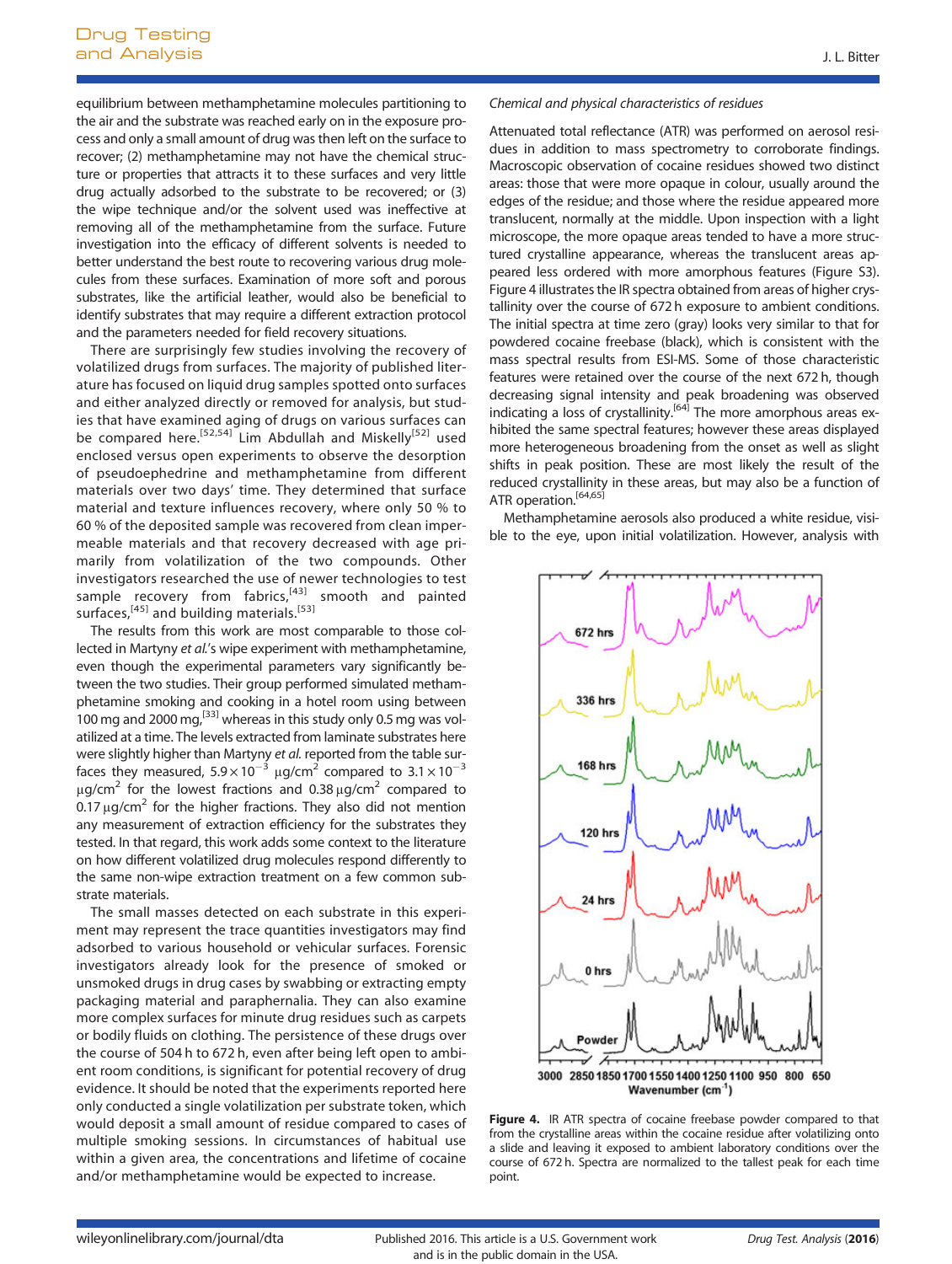equilibrium between methamphetamine molecules partitioning to the air and the substrate was reached early on in the exposure process and only a small amount of drug was then left on the surface to recover; (2) methamphetamine may not have the chemical structure or properties that attracts it to these surfaces and very little drug actually adsorbed to the substrate to be recovered; or (3) the wipe technique and/or the solvent used was ineffective at removing all of the methamphetamine from the surface. Future investigation into the efficacy of different solvents is needed to better understand the best route to recovering various drug molecules from these surfaces. Examination of more soft and porous substrates, like the artificial leather, would also be beneficial to identify substrates that may require a different extraction protocol and the parameters needed for field recovery situations.

There are surprisingly few studies involving the recovery of volatilized drugs from surfaces. The majority of published literature has focused on liquid drug samples spotted onto surfaces and either analyzed directly or removed for analysis, but studies that have examined aging of drugs on various surfaces can be compared here.[52,54] Lim Abdullah and Miskelly[52] used enclosed versus open experiments to observe the desorption of pseudoephedrine and methamphetamine from different materials over two days' time. They determined that surface material and texture influences recovery, where only 50 % to 60 % of the deposited sample was recovered from clean impermeable materials and that recovery decreased with age primarily from volatilization of the two compounds. Other investigators researched the use of newer technologies to test sample recovery from fabrics,[43] smooth and painted surfaces,[45] and building materials.[53]

The results from this work are most comparable to those collected in Martyny *et al.*'s wipe experiment with methamphetamine, even though the experimental parameters vary significantly between the two studies. Their group performed simulated methamphetamine smoking and cooking in a hotel room using between 100 mg and 2000 mg,[33] whereas in this study only 0.5 mg was volatilized at a time. The levels extracted from laminate substrates here were slightly higher than Martyny *et al.* reported from the table surfaces they measured, $5.9 \times 10^{-3}$ μg/cm$^2$ compared to $3.1 \times 10^{-3}$ μg/cm$^2$ for the lowest fractions and 0.38 μg/cm$^2$ compared to 0.17 μg/cm$^2$ for the higher fractions. They did not mention any measurement of extraction efficiency for the substrates they tested. In that regard, this work adds some context to the literature on how different volatilized drug molecules respond differently to the same non-wipe extraction treatment on a few common substrate materials.

The small masses detected on each substrate in this experiment may represent the trace quantities investigators may find adsorbed to various household or vehicular surfaces. Forensic investigators already look for the presence of smoked or unsmoked drugs in drug cases by swabbing or extracting empty packaging material and paraphernalia. They can also examine more complex surfaces for minute drug residues such as carpets or bodily fluids on clothing. The persistence of these drugs over the course of 504 h to 672 h, even after being left open to ambient room conditions, is significant for potential recovery of drug evidence. It should be noted that the experiments reported here only conducted a single volatilization per substrate token, which would deposit a small amount of residue compared to cases of multiple smoking sessions. In circumstances of habitual use within a given area, the concentrations and lifetime of cocaine and/or methamphetamine would be expected to increase.

*Chemical and physical characteristics of residues*

Attenuated total reflectance (ATR) was performed on aerosol residues in addition to mass spectrometry to corroborate findings. Macroscopic observation of cocaine residues showed two distinct areas: those that were more opaque in colour, usually around the edges of the residue; and those where the residue appeared more translucent, normally at the middle. Upon inspection with a light microscope, the more opaque areas tended to have a more structured crystalline appearance, whereas the translucent areas appeared less ordered with more amorphous features (Figure S3). Figure 4 illustrates the IR spectra obtained from areas of higher crystallinity over the course of 672 h exposure to ambient conditions. The initial spectra at time zero (gray) looks very similar to that for powdered cocaine freebase (black), which is consistent with the mass spectral results from ESI-MS. Some of those characteristic features were retained over the course of the next 672 h, though decreasing signal intensity and peak broadening was observed indicating a loss of crystallinity.[64] The more amorphous areas exhibited the same spectral features; however these areas displayed more heterogeneous broadening from the onset as well as slight shifts in peak position. These are most likely the result of the reduced crystallinity in these areas, but may also be a function of ATR operation.[64,65]

Methamphetamine aerosols also produced a white residue, visible to the eye, upon initial volatilization. However, analysis with

672 hrs
336 hrs
168 hrs
120 hrs
24 hrs
0 hrs
Powder
3000 2850 1850 1700 1550 1400 1250 1100 950 800 650
Wavenumber (cm$^{-1}$)

**Figure 4.** IR ATR spectra of cocaine freebase powder compared to that from the crystalline areas within the cocaine residue after volatilizing onto a slide and leaving it exposed to ambient laboratory conditions over the course of 672 h. Spectra are normalized to the tallest peak for each time point.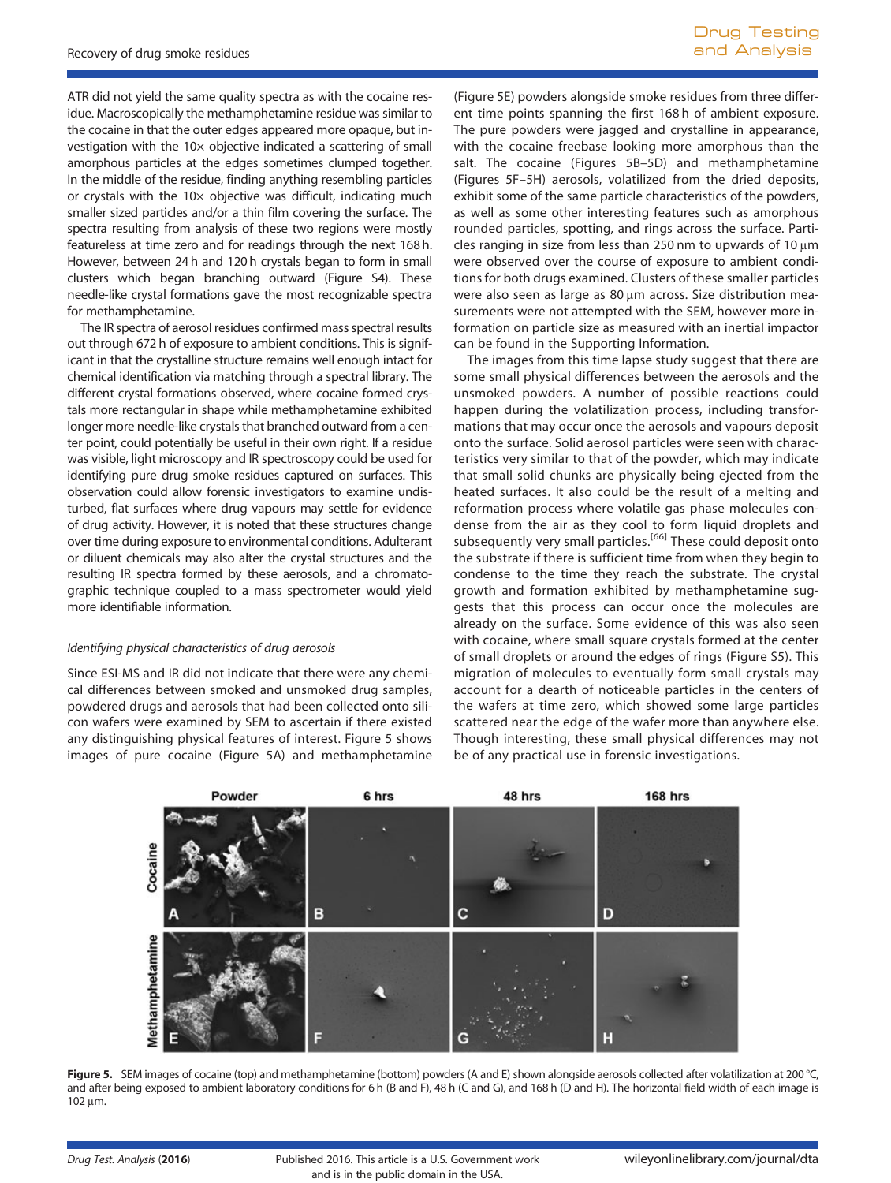ATR did not yield the same quality spectra as with the cocaine residue. Macroscopically the methamphetamine residue was similar to the cocaine in that the outer edges appeared more opaque, but investigation with the 10× objective indicated a scattering of small amorphous particles at the edges sometimes clumped together. In the middle of the residue, finding anything resembling particles or crystals with the 10× objective was difficult, indicating much smaller sized particles and/or a thin film covering the surface. The spectra resulting from analysis of these two regions were mostly featureless at time zero and for readings through the next 168 h. However, between 24 h and 120 h crystals began to form in small clusters which began branching outward (Figure S4). These needle-like crystal formations gave the most recognizable spectra for methamphetamine.

The IR spectra of aerosol residues confirmed mass spectral results out through 672 h of exposure to ambient conditions. This is significant in that the crystalline structure remains well enough intact for chemical identification via matching through a spectral library. The different crystal formations observed, where cocaine formed crystals more rectangular in shape while methamphetamine exhibited longer more needle-like crystals that branched outward from a center point, could potentially be useful in their own right. If a residue was visible, light microscopy and IR spectroscopy could be used for identifying pure drug smoke residues captured on surfaces. This observation could allow forensic investigators to examine undisturbed, flat surfaces where drug vapours may settle for evidence of drug activity. However, it is noted that these structures change over time during exposure to environmental conditions. Adulterant or diluent chemicals may also alter the crystal structures and the resulting IR spectra formed by these aerosols, and a chromatographic technique coupled to a mass spectrometer would yield more identifiable information.

### *Identifying physical characteristics of drug aerosols*

Since ESI-MS and IR did not indicate that there were any chemical differences between smoked and unsmoked drug samples, powdered drugs and aerosols that had been collected onto silicon wafers were examined by SEM to ascertain if there existed any distinguishing physical features of interest. Figure 5 shows images of pure cocaine (Figure 5A) and methamphetamine (Figure 5E) powders alongside smoke residues from three different time points spanning the first 168 h of ambient exposure. The pure powders were jagged and crystalline in appearance, with the cocaine freebase looking more amorphous than the salt. The cocaine (Figures 5B–5D) and methamphetamine (Figures 5F–5H) aerosols, volatilized from the dried deposits, exhibit some of the same particle characteristics of the powders, as well as some other interesting features such as amorphous rounded particles, spotting, and rings across the surface. Particles ranging in size from less than 250 nm to upwards of 10 μm were observed over the course of exposure to ambient conditions for both drugs examined. Clusters of these smaller particles were also seen as large as 80 μm across. Size distribution measurements were not attempted with the SEM, however more information on particle size as measured with an inertial impactor can be found in the Supporting Information.

The images from this time lapse study suggest that there are some small physical differences between the aerosols and the unsmoked powders. A number of possible reactions could happen during the volatilization process, including transformations that may occur once the aerosols and vapours deposit onto the surface. Solid aerosol particles were seen with characteristics very similar to that of the powder, which may indicate that small solid chunks are physically being ejected from the heated surfaces. It also could be the result of a melting and reformation process where volatile gas phase molecules condense from the air as they cool to form liquid droplets and subsequently very small particles.[66] These could deposit onto the substrate if there is sufficient time from when they begin to condense to the time they reach the substrate. The crystal growth and formation exhibited by methamphetamine suggests that this process can occur once the molecules are already on the surface. Some evidence of this was also seen with cocaine, where small square crystals formed at the center of small droplets or around the edges of rings (Figure S5). This migration of molecules to eventually form small crystals may account for a dearth of noticeable particles in the centers of the wafers at time zero, which showed some large particles scattered near the edge of the wafer more than anywhere else. Though interesting, these small physical differences may not be of any practical use in forensic investigations.

**Figure 5.** SEM images of cocaine (top) and methamphetamine (bottom) powders (A and E) shown alongside aerosols collected after volatilization at 200 °C, and after being exposed to ambient laboratory conditions for 6 h (B and F), 48 h (C and G), and 168 h (D and H). The horizontal field width of each image is 102 μm.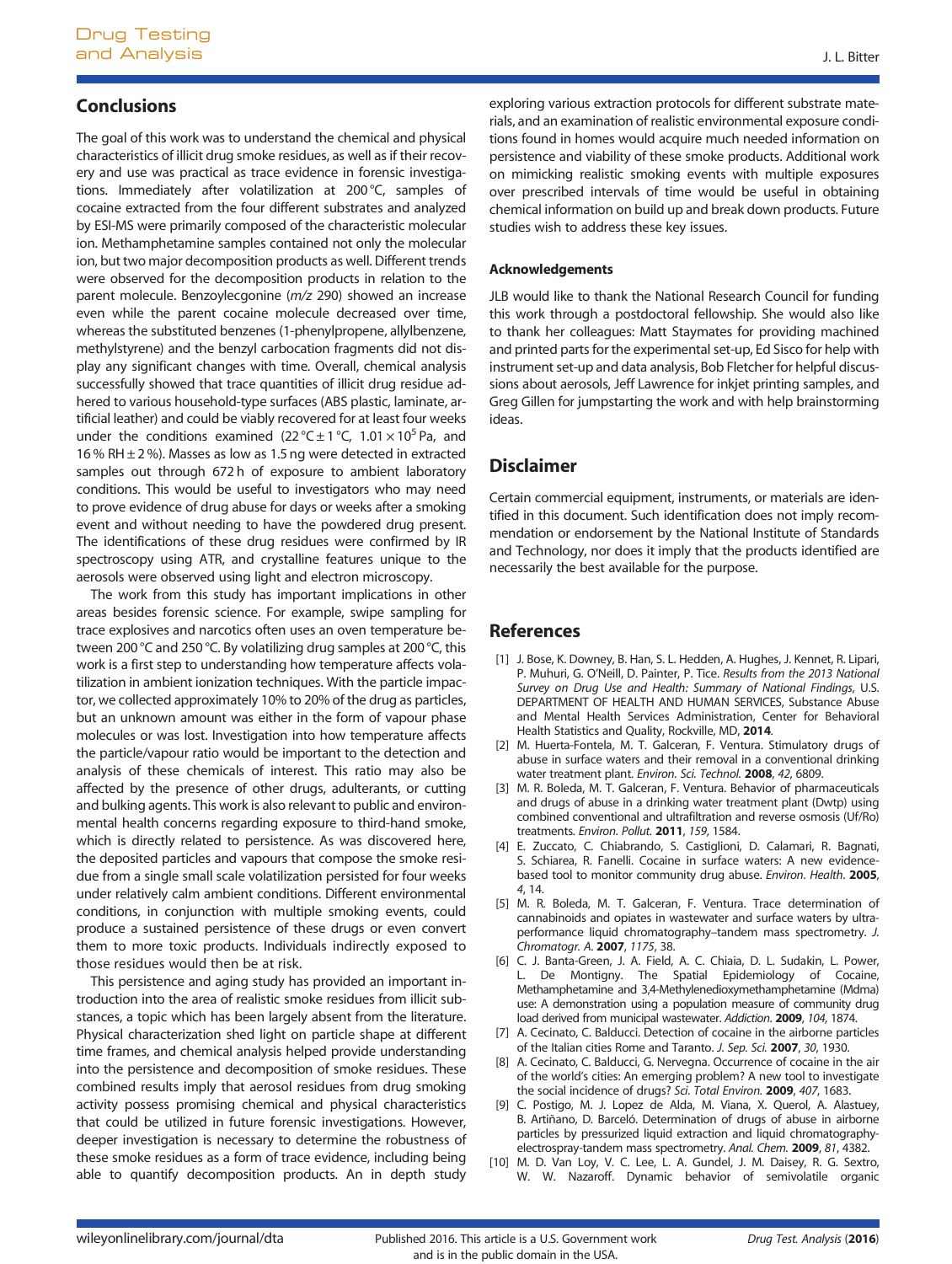## Conclusions

The goal of this work was to understand the chemical and physical characteristics of illicit drug smoke residues, as well as if their recovery and use was practical as trace evidence in forensic investigations. Immediately after volatilization at 200 °C, samples of cocaine extracted from the four different substrates and analyzed by ESI-MS were primarily composed of the characteristic molecular ion. Methamphetamine samples contained not only the molecular ion, but two major decomposition products as well. Different trends were observed for the decomposition products in relation to the parent molecule. Benzoylecgonine (*m/z* 290) showed an increase even while the parent cocaine molecule decreased over time, whereas the substituted benzenes (1-phenylpropene, allylbenzene, methylstyrene) and the benzyl carbocation fragments did not display any significant changes with time. Overall, chemical analysis successfully showed that trace quantities of illicit drug residue adhered to various household-type surfaces (ABS plastic, laminate, artificial leather) and could be viably recovered for at least four weeks under the conditions examined (22 °C ± 1 °C, $1.01 \times 10^5$ Pa, and 16 % RH ± 2 %). Masses as low as 1.5 ng were detected in extracted samples out through 672 h of exposure to ambient laboratory conditions. This would be useful to investigators who may need to prove evidence of drug abuse for days or weeks after a smoking event and without needing to have the powdered drug present. The identifications of these drug residues were confirmed by IR spectroscopy using ATR, and crystalline features unique to the aerosols were observed using light and electron microscopy.

The work from this study has important implications in other areas besides forensic science. For example, swipe sampling for trace explosives and narcotics often uses an oven temperature between 200 °C and 250 °C. By volatilizing drug samples at 200 °C, this work is a first step to understanding how temperature affects volatilization in ambient ionization techniques. With the particle impactor, we collected approximately 10% to 20% of the drug as particles, but an unknown amount was either in the form of vapour phase molecules or was lost. Investigation into how temperature affects the particle/vapour ratio would be important to the detection and analysis of these chemicals of interest. This ratio may also be affected by the presence of other drugs, adulterants, or cutting and bulking agents. This work is also relevant to public and environmental health concerns regarding exposure to third-hand smoke, which is directly related to persistence. As was discovered here, the deposited particles and vapours that compose the smoke residue from a single small scale volatilization persisted for four weeks under relatively calm ambient conditions. Different environmental conditions, in conjunction with multiple smoking events, could produce a sustained persistence of these drugs or even convert them to more toxic products. Individuals indirectly exposed to those residues would then be at risk.

This persistence and aging study has provided an important introduction into the area of realistic smoke residues from illicit substances, a topic which has been largely absent from the literature. Physical characterization shed light on particle shape at different time frames, and chemical analysis helped provide understanding into the persistence and decomposition of smoke residues. These combined results imply that aerosol residues from drug smoking activity possess promising chemical and physical characteristics that could be utilized in future forensic investigations. However, deeper investigation is necessary to determine the robustness of these smoke residues as a form of trace evidence, including being able to quantify decomposition products. An in depth study exploring various extraction protocols for different substrate materials, and an examination of realistic environmental exposure conditions found in homes would acquire much needed information on persistence and viability of these smoke products. Additional work on mimicking realistic smoking events with multiple exposures over prescribed intervals of time would be useful in obtaining chemical information on build up and break down products. Future studies wish to address these key issues.

#### Acknowledgements

JLB would like to thank the National Research Council for funding this work through a postdoctoral fellowship. She would also like to thank her colleagues: Matt Staymates for providing machined and printed parts for the experimental set-up, Ed Sisco for help with instrument set-up and data analysis, Bob Fletcher for helpful discussions about aerosols, Jeff Lawrence for inkjet printing samples, and Greg Gillen for jumpstarting the work and with help brainstorming ideas.

## Disclaimer

Certain commercial equipment, instruments, or materials are identified in this document. Such identification does not imply recommendation or endorsement by the National Institute of Standards and Technology, nor does it imply that the products identified are necessarily the best available for the purpose.

## References

[1] J. Bose, K. Downey, B. Han, S. L. Hedden, A. Hughes, J. Kennet, R. Lipari, P. Muhuri, G. O'Neill, D. Painter, P. Tice. *Results from the 2013 National Survey on Drug Use and Health: Summary of National Findings*, U.S. DEPARTMENT OF HEALTH AND HUMAN SERVICES, Substance Abuse and Mental Health Services Administration, Center for Behavioral Health Statistics and Quality, Rockville, MD, **2014**.

[2] M. Huerta-Fontela, M. T. Galceran, F. Ventura. Stimulatory drugs of abuse in surface waters and their removal in a conventional drinking water treatment plant. *Environ. Sci. Technol.* **2008**, *42*, 6809.

[3] M. R. Boleda, M. T. Galceran, F. Ventura. Behavior of pharmaceuticals and drugs of abuse in a drinking water treatment plant (Dwtp) using combined conventional and ultrafiltration and reverse osmosis (Uf/Ro) treatments. *Environ. Pollut.* **2011**, *159*, 1584.

[4] E. Zuccato, C. Chiabrando, S. Castiglioni, D. Calamari, R. Bagnati, S. Schiarea, R. Fanelli. Cocaine in surface waters: A new evidence-based tool to monitor community drug abuse. *Environ. Health.* **2005**, *4*, 14.

[5] M. R. Boleda, M. T. Galceran, F. Ventura. Trace determination of cannabinoids and opiates in wastewater and surface waters by ultra-performance liquid chromatography–tandem mass spectrometry. *J. Chromatogr. A.* **2007**, *1175*, 38.

[6] C. J. Banta-Green, J. A. Field, A. C. Chiaia, D. L. Sudakin, L. Power, L. De Montigny. The Spatial Epidemiology of Cocaine, Methamphetamine and 3,4-Methylenedioxymethamphetamine (Mdma) use: A demonstration using a population measure of community drug load derived from municipal wastewater. *Addiction.* **2009**, *104*, 1874.

[7] A. Cecinato, C. Balducci. Detection of cocaine in the airborne particles of the Italian cities Rome and Taranto. *J. Sep. Sci.* **2007**, *30*, 1930.

[8] A. Cecinato, C. Balducci, G. Nervegna. Occurrence of cocaine in the air of the world's cities: An emerging problem? A new tool to investigate the social incidence of drugs? *Sci. Total Environ.* **2009**, *407*, 1683.

[9] C. Postigo, M. J. Lopez de Alda, M. Viana, X. Querol, A. Alastuey, B. Artiñano, D. Barceló. Determination of drugs of abuse in airborne particles by pressurized liquid extraction and liquid chromatography-electrospray-tandem mass spectrometry. *Anal. Chem.* **2009**, *81*, 4382.

[10] M. D. Van Loy, V. C. Lee, L. A. Gundel, J. M. Daisey, R. G. Sextro, W. W. Nazaroff. Dynamic behavior of semivolatile organic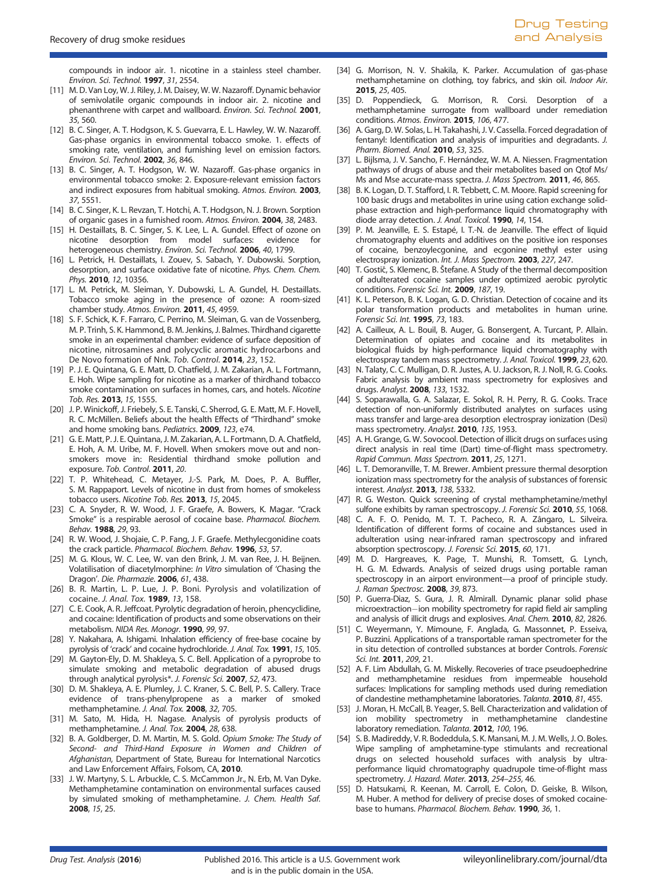compounds in indoor air. 1. nicotine in a stainless steel chamber. *Environ. Sci. Technol.* **1997**, *31*, 2554.

[11] M. D. Van Loy, W. J. Riley, J. M. Daisey, W. W. Nazaroff. Dynamic behavior of semivolatile organic compounds in indoor air. 2. nicotine and phenanthrene with carpet and wallboard. *Environ. Sci. Technol.* **2001**, *35*, 560.

[12] B. C. Singer, A. T. Hodgson, K. S. Guevarra, E. L. Hawley, W. W. Nazaroff. Gas-phase organics in environmental tobacco smoke. 1. effects of smoking rate, ventilation, and furnishing level on emission factors. *Environ. Sci. Technol.* **2002**, *36*, 846.

[13] B. C. Singer, A. T. Hodgson, W. W. Nazaroff. Gas-phase organics in environmental tobacco smoke: 2. Exposure-relevant emission factors and indirect exposures from habitual smoking. *Atmos. Environ.* **2003**, *37*, 5551.

[14] B. C. Singer, K. L. Revzan, T. Hotchi, A. T. Hodgson, N. J. Brown. Sorption of organic gases in a furnished room. *Atmos. Environ.* **2004**, *38*, 2483.

[15] H. Destaillats, B. C. Singer, S. K. Lee, L. A. Gundel. Effect of ozone on nicotine desorption from model surfaces: evidence for heterogeneous chemistry. *Environ. Sci. Technol.* **2006**, *40*, 1799.

[16] L. Petrick, H. Destaillats, I. Zouev, S. Sabach, Y. Dubowski. Sorption, desorption, and surface oxidative fate of nicotine. *Phys. Chem. Chem. Phys.* **2010**, *12*, 10356.

[17] L. M. Petrick, M. Sleiman, Y. Dubowski, L. A. Gundel, H. Destaillats. Tobacco smoke aging in the presence of ozone: A room-sized chamber study. *Atmos. Environ.* **2011**, *45*, 4959.

[18] S. F. Schick, K. F. Farraro, C. Perrino, M. Sleiman, G. van de Vossenberg, M. P. Trinh, S. K. Hammond, B. M. Jenkins, J. Balmes. Thirdhand cigarette smoke in an experimental chamber: evidence of surface deposition of nicotine, nitrosamines and polycyclic aromatic hydrocarbons and De Novo formation of Nnk. *Tob. Control*. **2014**, *23*, 152.

[19] P. J. E. Quintana, G. E. Matt, D. Chatfield, J. M. Zakarian, A. L. Fortmann, E. Hoh. Wipe sampling for nicotine as a marker of thirdhand tobacco smoke contamination on surfaces in homes, cars, and hotels. *Nicotine Tob. Res.* **2013**, *15*, 1555.

[20] J. P. Winickoff, J. Friebely, S. E. Tanski, C. Sherrod, G. E. Matt, M. F. Hovell, R. C. McMillen. Beliefs about the health Effects of "Thirdhand" smoke and home smoking bans. *Pediatrics*. **2009**, *123*, e74.

[21] G. E. Matt, P. J. E. Quintana, J. M. Zakarian, A. L. Fortmann, D. A. Chatfield, E. Hoh, A. M. Uribe, M. F. Hovell. When smokers move out and non-smokers move in: Residential thirdhand smoke pollution and exposure. *Tob. Control*. **2011**, *20*.

[22] T. P. Whitehead, C. Metayer, J.-S. Park, M. Does, P. A. Buffler, S. M. Rappaport. Levels of nicotine in dust from homes of smokeless tobacco users. *Nicotine Tob. Res.* **2013**, *15*, 2045.

[23] C. A. Snyder, R. W. Wood, J. F. Graefe, A. Bowers, K. Magar. "Crack Smoke" is a respirable aerosol of cocaine base. *Pharmacol. Biochem. Behav.* **1988**, *29*, 93.

[24] R. W. Wood, J. Shojaie, C. P. Fang, J. F. Graefe. Methylecgonidine coats the crack particle. *Pharmacol. Biochem. Behav.* **1996**, *53*, 57.

[25] M. G. Klous, W. C. Lee, W. van den Brink, J. M. van Ree, J. H. Beijnen. Volatilisation of diacetylmorphine: *In Vitro* simulation of 'Chasing the Dragon'. *Die. Pharmazie*. **2006**, *61*, 438.

[26] B. R. Martin, L. P. Lue, J. P. Boni. Pyrolysis and volatilization of cocaine. *J. Anal. Tox.* **1989**, *13*, 158.

[27] C. E. Cook, A. R. Jeffcoat. Pyrolytic degradation of heroin, phencyclidine, and cocaine: Identification of products and some observations on their metabolism. *NIDA Res. Monogr.* **1990**, *99*, 97.

[28] Y. Nakahara, A. Ishigami. Inhalation efficiency of free-base cocaine by pyrolysis of 'crack' and cocaine hydrochloride. *J. Anal. Tox.* **1991**, *15*, 105.

[29] M. Gayton-Ely, D. M. Shakleya, S. C. Bell. Application of a pyroprobe to simulate smoking and metabolic degradation of abused drugs through analytical pyrolysis*. *J. Forensic Sci.* **2007**, *52*, 473.

[30] D. M. Shakleya, A. E. Plumley, J. C. Kraner, S. C. Bell, P. S. Callery. Trace evidence of trans-phenylpropene as a marker of smoked methamphetamine. *J. Anal. Tox.* **2008**, *32*, 705.

[31] M. Sato, M. Hida, H. Nagase. Analysis of pyrolysis products of methamphetamine. *J. Anal. Tox.* **2004**, *28*, 638.

[32] B. A. Goldberger, D. M. Martin, M. S. Gold. *Opium Smoke: The Study of Second- and Third-Hand Exposure in Women and Children of Afghanistan*, Department of State, Bureau for International Narcotics and Law Enforcement Affairs, Folsom, CA, **2010**.

[33] J. W. Martyny, S. L. Arbuckle, C. S. McCammon Jr., N. Erb, M. Van Dyke. Methamphetamine contamination on environmental surfaces caused by simulated smoking of methamphetamine. *J. Chem. Health Saf.* **2008**, *15*, 25.

[34] G. Morrison, N. V. Shakila, K. Parker. Accumulation of gas-phase methamphetamine on clothing, toy fabrics, and skin oil. *Indoor Air*. **2015**, *25*, 405.

[35] D. Poppendieck, G. Morrison, R. Corsi. Desorption of a methamphetamine surrogate from wallboard under remediation conditions. *Atmos. Environ.* **2015**, *106*, 477.

[36] A. Garg, D. W. Solas, L. H. Takahashi, J. V. Cassella. Forced degradation of fentanyl: Identification and analysis of impurities and degradants. *J. Pharm. Biomed. Anal.* **2010**, *53*, 325.

[37] L. Bijlsma, J. V. Sancho, F. Hernández, W. M. A. Niessen. Fragmentation pathways of drugs of abuse and their metabolites based on Qtof Ms/Ms and Mse accurate-mass spectra. *J. Mass Spectrom.* **2011**, *46*, 865.

[38] B. K. Logan, D. T. Stafford, I. R. Tebbett, C. M. Moore. Rapid screening for 100 basic drugs and metabolites in urine using cation exchange solid-phase extraction and high-performance liquid chromatography with diode array detection. *J. Anal. Toxicol.* **1990**, *14*, 154.

[39] P. M. Jeanville, E. S. Estapé, I. T.-N. de Jeanville. The effect of liquid chromatography eluents and additives on the positive ion responses of cocaine, benzoylecgonine, and ecgonine methyl ester using electrospray ionization. *Int. J. Mass Spectrom.* **2003**, *227*, 247.

[40] T. Gostič, S. Klemenc, B. Štefane. A Study of the thermal decomposition of adulterated cocaine samples under optimized aerobic pyrolytic conditions. *Forensic Sci. Int.* **2009**, *187*, 19.

[41] K. L. Peterson, B. K. Logan, G. D. Christian. Detection of cocaine and its polar transformation products and metabolites in human urine. *Forensic Sci. Int.* **1995**, *73*, 183.

[42] A. Cailleux, A. L. Bouil, B. Auger, G. Bonsergent, A. Turcant, P. Allain. Determination of opiates and cocaine and its metabolites in biological fluids by high-performance liquid chromatography with electrospray tandem mass spectrometry. *J. Anal. Toxicol.* **1999**, *23*, 620.

[43] N. Talaty, C. C. Mulligan, D. R. Justes, A. U. Jackson, R. J. Noll, R. G. Cooks. Fabric analysis by ambient mass spectrometry for explosives and drugs. *Analyst*. **2008**, *133*, 1532.

[44] S. Soparawalla, G. A. Salazar, E. Sokol, R. H. Perry, R. G. Cooks. Trace detection of non-uniformly distributed analytes on surfaces using mass transfer and large-area desorption electrospray ionization (Desi) mass spectrometry. *Analyst*. **2010**, *135*, 1953.

[45] A. H. Grange, G. W. Sovocool. Detection of illicit drugs on surfaces using direct analysis in real time (Dart) time-of-flight mass spectrometry. *Rapid Commun. Mass Spectrom.* **2011**, *25*, 1271.

[46] L. T. Demoranville, T. M. Brewer. Ambient pressure thermal desorption ionization mass spectrometry for the analysis of substances of forensic interest. *Analyst*. **2013**, *138*, 5332.

[47] R. G. Weston. Quick screening of crystal methamphetamine/methyl sulfone exhibits by raman spectroscopy. *J. Forensic Sci.* **2010**, *55*, 1068.

[48] C. A. F. O. Penido, M. T. T. Pacheco, R. A. Zângaro, L. Silveira. Identification of different forms of cocaine and substances used in adulteration using near-infrared raman spectroscopy and infrared absorption spectroscopy. *J. Forensic Sci.* **2015**, *60*, 171.

[49] M. D. Hargreaves, K. Page, T. Munshi, R. Tomsett, G. Lynch, H. G. M. Edwards. Analysis of seized drugs using portable raman spectroscopy in an airport environment—a proof of principle study. *J. Raman Spectrosc.* **2008**, *39*, 873.

[50] P. Guerra-Diaz, S. Gura, J. R. Almirall. Dynamic planar solid phase microextraction—ion mobility spectrometry for rapid field air sampling and analysis of illicit drugs and explosives. *Anal. Chem.* **2010**, *82*, 2826.

[51] C. Weyermann, Y. Mimoune, F. Anglada, G. Massonnet, P. Esseiva, P. Buzzini. Applications of a transportable raman spectrometer for the in situ detection of controlled substances at border Controls. *Forensic Sci. Int.* **2011**, *209*, 21.

[52] A. F. Lim Abdullah, G. M. Miskelly. Recoveries of trace pseudoephedrine and methamphetamine residues from impermeable household surfaces: Implications for sampling methods used during remediation of clandestine methamphetamine laboratories. *Talanta*. **2010**, *81*, 455.

[53] J. Moran, H. McCall, B. Yeager, S. Bell. Characterization and validation of ion mobility spectrometry in methamphetamine clandestine laboratory remediation. *Talanta*. **2012**, *100*, 196.

[54] S. B. Madireddy, V. R. Bodeddula, S. K. Mansani, M. J. M. Wells, J. O. Boles. Wipe sampling of amphetamine-type stimulants and recreational drugs on selected household surfaces with analysis by ultra-performance liquid chromatography quadrupole time-of-flight mass spectrometry. *J. Hazard. Mater.* **2013**, *254–255*, 46.

[55] D. Hatsukami, R. Keenan, M. Carroll, E. Colon, D. Geiske, B. Wilson, M. Huber. A method for delivery of precise doses of smoked cocaine-base to humans. *Pharmacol. Biochem. Behav.* **1990**, *36*, 1.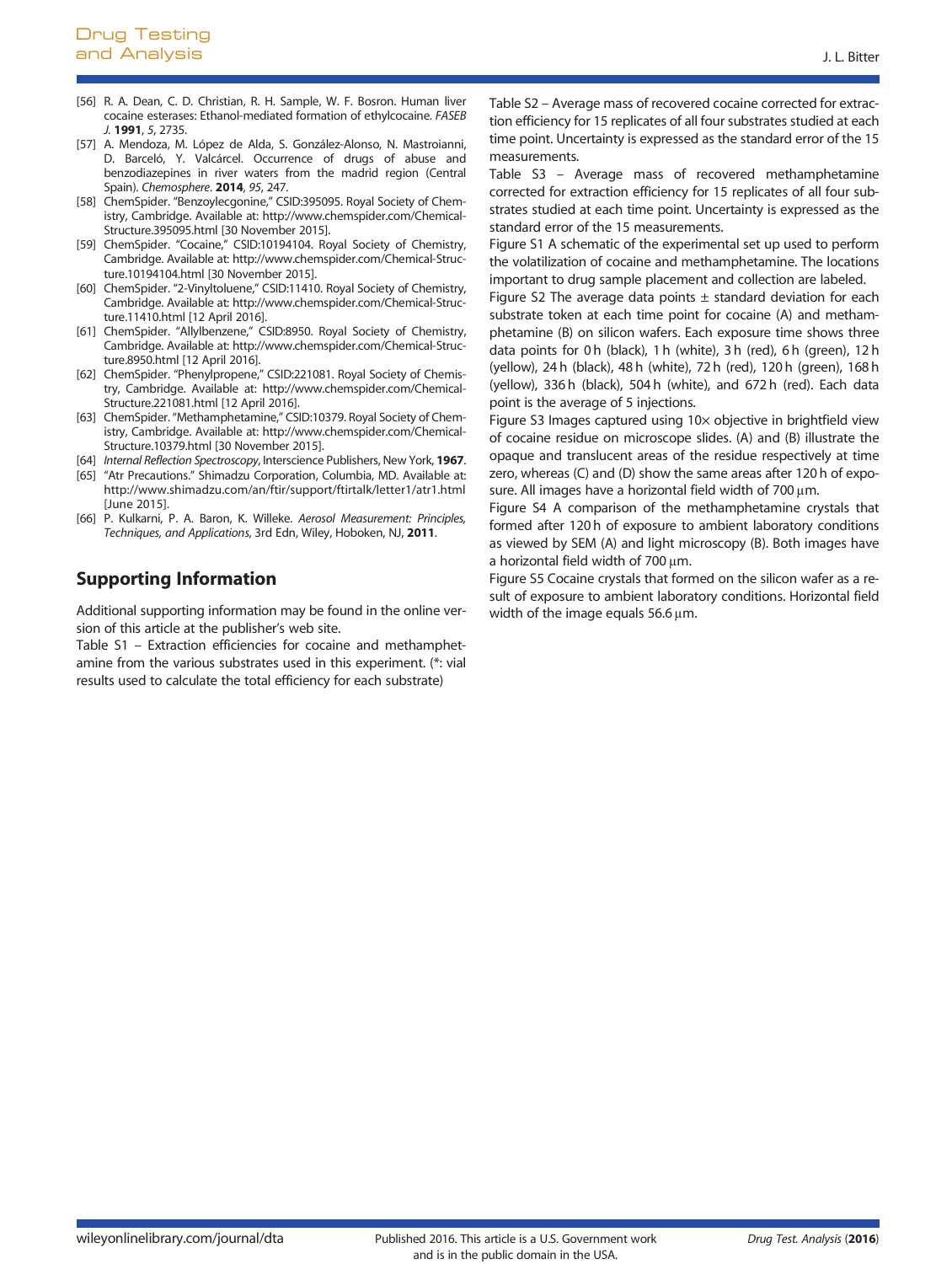[56] R. A. Dean, C. D. Christian, R. H. Sample, W. F. Bosron. Human liver cocaine esterases: Ethanol-mediated formation of ethylcocaine. *FASEB J.* **1991**, *5*, 2735.

[57] A. Mendoza, M. López de Alda, S. González-Alonso, N. Mastroianni, D. Barceló, Y. Valcárcel. Occurrence of drugs of abuse and benzodiazepines in river waters from the madrid region (Central Spain). *Chemosphere*. **2014**, *95*, 247.

[58] ChemSpider. "Benzoylecgonine," CSID:395095. Royal Society of Chemistry, Cambridge. Available at: http://www.chemspider.com/Chemical-Structure.395095.html [30 November 2015].

[59] ChemSpider. "Cocaine," CSID:10194104. Royal Society of Chemistry, Cambridge. Available at: http://www.chemspider.com/Chemical-Structure.10194104.html [30 November 2015].

[60] ChemSpider. "2-Vinyltoluene," CSID:11410. Royal Society of Chemistry, Cambridge. Available at: http://www.chemspider.com/Chemical-Structure.11410.html [12 April 2016].

[61] ChemSpider. "Allylbenzene," CSID:8950. Royal Society of Chemistry, Cambridge. Available at: http://www.chemspider.com/Chemical-Structure.8950.html [12 April 2016].

[62] ChemSpider. "Phenylpropene," CSID:221081. Royal Society of Chemistry, Cambridge. Available at: http://www.chemspider.com/Chemical-Structure.221081.html [12 April 2016].

[63] ChemSpider. "Methamphetamine," CSID:10379. Royal Society of Chemistry, Cambridge. Available at: http://www.chemspider.com/Chemical-Structure.10379.html [30 November 2015].

[64] *Internal Reflection Spectroscopy*, Interscience Publishers, New York, **1967**.

[65] "Atr Precautions." Shimadzu Corporation, Columbia, MD. Available at: http://www.shimadzu.com/an/ftir/support/ftirtalk/letter1/atr1.html [June 2015].

[66] P. Kulkarni, P. A. Baron, K. Willeke. *Aerosol Measurement: Principles, Techniques, and Applications*, 3rd Edn, Wiley, Hoboken, NJ, **2011**.

## Supporting Information

Additional supporting information may be found in the online version of this article at the publisher's web site.

Table S1 – Extraction efficiencies for cocaine and methamphetamine from the various substrates used in this experiment. (*: vial results used to calculate the total efficiency for each substrate)

Table S2 – Average mass of recovered cocaine corrected for extraction efficiency for 15 replicates of all four substrates studied at each time point. Uncertainty is expressed as the standard error of the 15 measurements.

Table S3 – Average mass of recovered methamphetamine corrected for extraction efficiency for 15 replicates of all four substrates studied at each time point. Uncertainty is expressed as the standard error of the 15 measurements.

Figure S1 A schematic of the experimental set up used to perform the volatilization of cocaine and methamphetamine. The locations important to drug sample placement and collection are labeled.

Figure S2 The average data points ± standard deviation for each substrate token at each time point for cocaine (A) and methamphetamine (B) on silicon wafers. Each exposure time shows three data points for 0 h (black), 1 h (white), 3 h (red), 6 h (green), 12 h (yellow), 24 h (black), 48 h (white), 72 h (red), 120 h (green), 168 h (yellow), 336 h (black), 504 h (white), and 672 h (red). Each data point is the average of 5 injections.

Figure S3 Images captured using 10× objective in brightfield view of cocaine residue on microscope slides. (A) and (B) illustrate the opaque and translucent areas of the residue respectively at time zero, whereas (C) and (D) show the same areas after 120 h of exposure. All images have a horizontal field width of 700 μm.

Figure S4 A comparison of the methamphetamine crystals that formed after 120 h of exposure to ambient laboratory conditions as viewed by SEM (A) and light microscopy (B). Both images have a horizontal field width of 700 μm.

Figure S5 Cocaine crystals that formed on the silicon wafer as a result of exposure to ambient laboratory conditions. Horizontal field width of the image equals 56.6 μm.